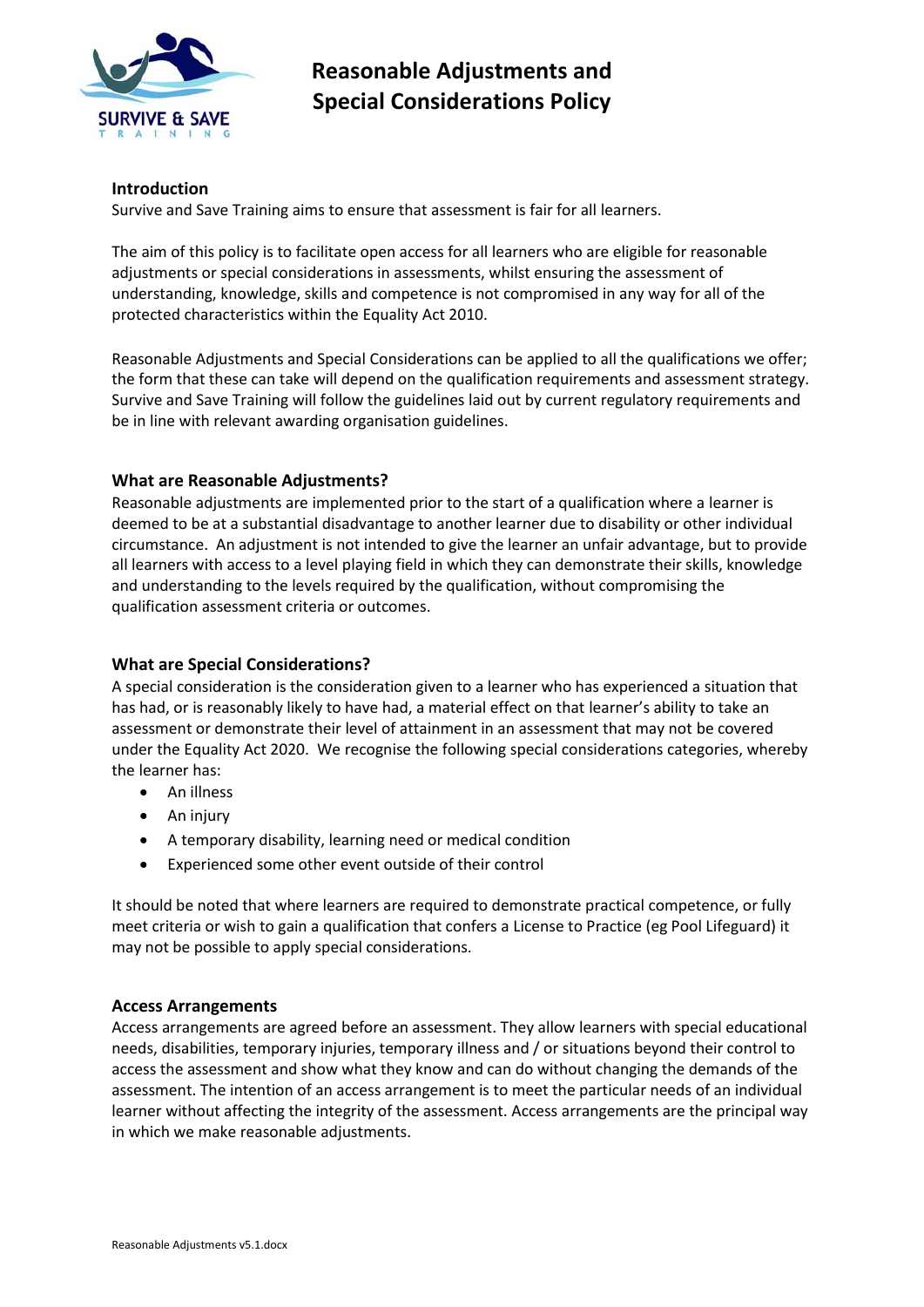# Reasonable Adjustments and Special Considerations Policy

## Introduction

Survive and Save Training aims to ensure that assessment is fair for all learners.

The aim of this policy is to facilitate open access for all learners who are eligible for reasonable adjustments or special considerations in assessments, whilst ensuring the assessment of understanding, knowledge, skills and competence is not compromised in any way for all of the protected characteristics within the Equality Act 2010.

Reasonable Adjustments and Special Considerations can be applied to all the qualifications we offer; the form that these can take will depend on the qualification requirements and assessment strategy. Survive and Save Training will follow the guidelines laid out by current regulatory requirements and be in line with relevant awarding organisation guidelines.

## What are Reasonable Adjustments?

Reasonable adjustments are implemented prior to the start of a qualification where a learner is deemed to be at a substantial disadvantage to another learner due to disability or other individual circumstance. An adjustment is not intended to give the learner an unfair advantage, but to provide all learners with access to a level playing field in which they can demonstrate their skills, knowledge and understanding to the levels required by the qualification, without compromising the qualification assessment criteria or outcomes.

## What are Special Considerations?

A special consideration is the consideration given to a learner who has experienced a situation that has had, or is reasonably likely to have had, a material effect on that learner's ability to take an assessment or demonstrate their level of attainment in an assessment that may not be covered under the Equality Act 2020. We recognise the following special considerations categories, whereby the learner has:

- An illness
- An injury
- A temporary disability, learning need or medical condition
- Experienced some other event outside of their control

It should be noted that where learners are required to demonstrate practical competence, or fully meet criteria or wish to gain a qualification that confers a License to Practice (eg Pool Lifeguard) it may not be possible to apply special considerations.

## Access Arrangements

Access arrangements are agreed before an assessment. They allow learners with special educational needs, disabilities, temporary injuries, temporary illness and / or situations beyond their control to access the assessment and show what they know and can do without changing the demands of the assessment. The intention of an access arrangement is to meet the particular needs of an individual learner without affecting the integrity of the assessment. Access arrangements are the principal way in which we make reasonable adjustments.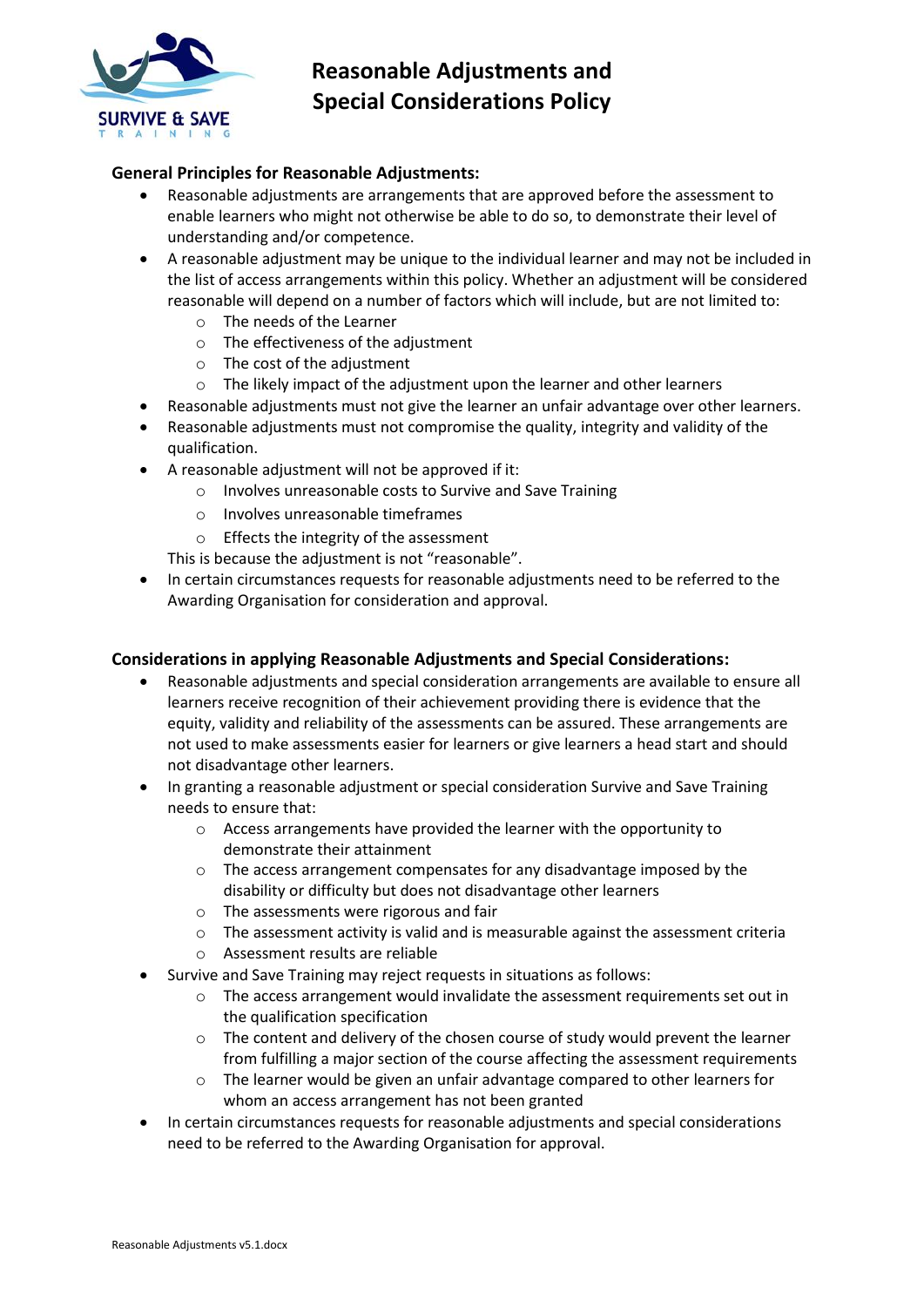# Reasonable Adjustments and Special Considerations Policy

**General Principles for Reasonable Adjustments:**

- Reasonable adjustments are arrangements that are approved before the assessment to enable learners who might not otherwise be able to do so, to demonstrate their level of understanding and/or competence.
- A reasonable adjustment may be unique to the individual learner and may not be included in the list of access arrangements within this policy. Whether an adjustment will be considered reasonable will depend on a number of factors which will include, but are not limited to:
  - The needs of the Learner
  - The effectiveness of the adjustment
  - The cost of the adjustment
  - The likely impact of the adjustment upon the learner and other learners
- Reasonable adjustments must not give the learner an unfair advantage over other learners.
- Reasonable adjustments must not compromise the quality, integrity and validity of the qualification.
- A reasonable adjustment will not be approved if it:
  - Involves unreasonable costs to Survive and Save Training
  - Involves unreasonable timeframes
  - Effects the integrity of the assessment

  This is because the adjustment is not "reasonable".
- In certain circumstances requests for reasonable adjustments need to be referred to the Awarding Organisation for consideration and approval.

**Considerations in applying Reasonable Adjustments and Special Considerations:**

- Reasonable adjustments and special consideration arrangements are available to ensure all learners receive recognition of their achievement providing there is evidence that the equity, validity and reliability of the assessments can be assured. These arrangements are not used to make assessments easier for learners or give learners a head start and should not disadvantage other learners.
- In granting a reasonable adjustment or special consideration Survive and Save Training needs to ensure that:
  - Access arrangements have provided the learner with the opportunity to demonstrate their attainment
  - The access arrangement compensates for any disadvantage imposed by the disability or difficulty but does not disadvantage other learners
  - The assessments were rigorous and fair
  - The assessment activity is valid and is measurable against the assessment criteria
  - Assessment results are reliable
- Survive and Save Training may reject requests in situations as follows:
  - The access arrangement would invalidate the assessment requirements set out in the qualification specification
  - The content and delivery of the chosen course of study would prevent the learner from fulfilling a major section of the course affecting the assessment requirements
  - The learner would be given an unfair advantage compared to other learners for whom an access arrangement has not been granted
- In certain circumstances requests for reasonable adjustments and special considerations need to be referred to the Awarding Organisation for approval.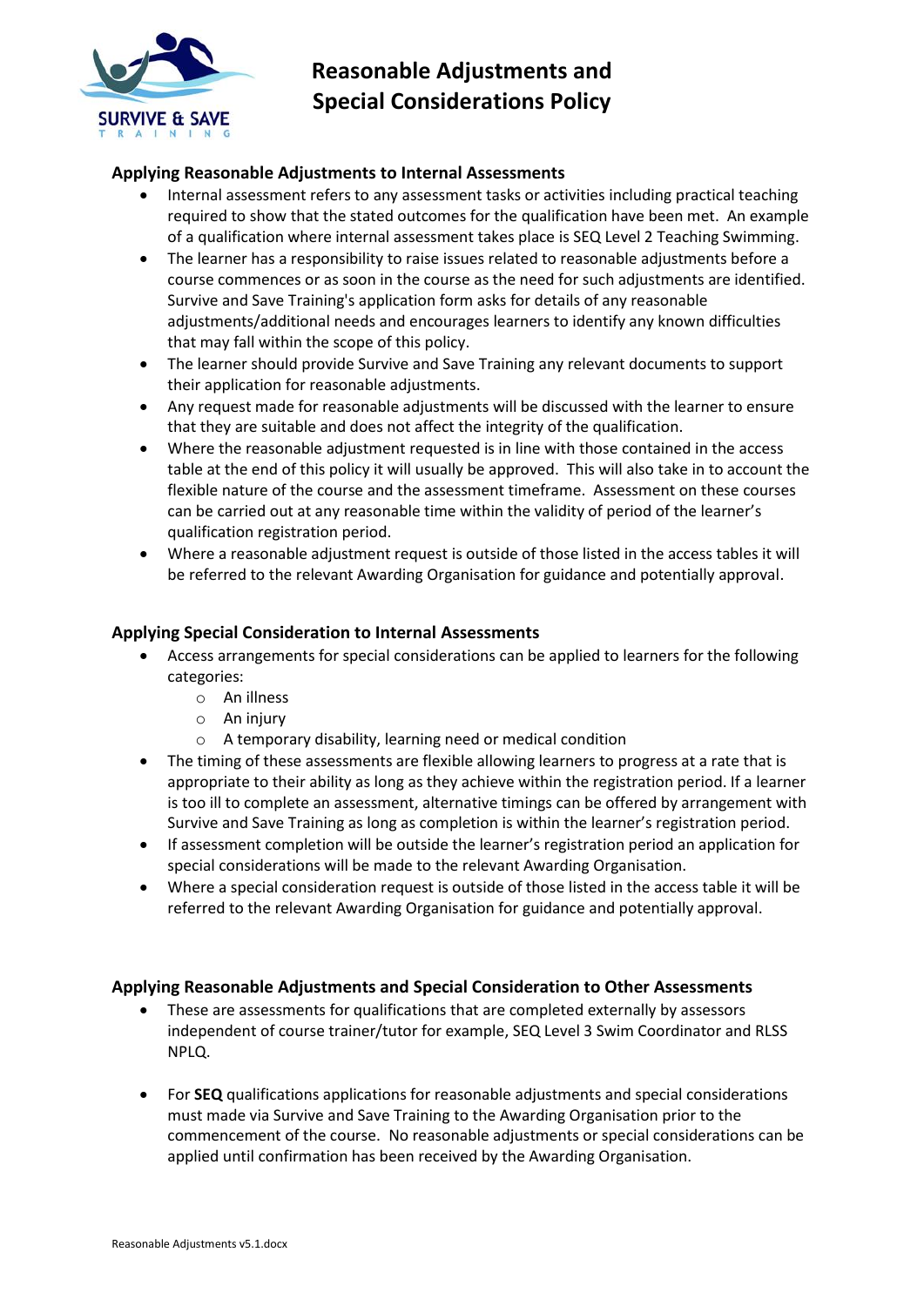# Reasonable Adjustments and Special Considerations Policy

### Applying Reasonable Adjustments to Internal Assessments

- Internal assessment refers to any assessment tasks or activities including practical teaching required to show that the stated outcomes for the qualification have been met. An example of a qualification where internal assessment takes place is SEQ Level 2 Teaching Swimming.
- The learner has a responsibility to raise issues related to reasonable adjustments before a course commences or as soon in the course as the need for such adjustments are identified. Survive and Save Training's application form asks for details of any reasonable adjustments/additional needs and encourages learners to identify any known difficulties that may fall within the scope of this policy.
- The learner should provide Survive and Save Training any relevant documents to support their application for reasonable adjustments.
- Any request made for reasonable adjustments will be discussed with the learner to ensure that they are suitable and does not affect the integrity of the qualification.
- Where the reasonable adjustment requested is in line with those contained in the access table at the end of this policy it will usually be approved. This will also take in to account the flexible nature of the course and the assessment timeframe. Assessment on these courses can be carried out at any reasonable time within the validity of period of the learner's qualification registration period.
- Where a reasonable adjustment request is outside of those listed in the access tables it will be referred to the relevant Awarding Organisation for guidance and potentially approval.

### Applying Special Consideration to Internal Assessments

- Access arrangements for special considerations can be applied to learners for the following categories:
  - An illness
  - An injury
  - A temporary disability, learning need or medical condition
- The timing of these assessments are flexible allowing learners to progress at a rate that is appropriate to their ability as long as they achieve within the registration period. If a learner is too ill to complete an assessment, alternative timings can be offered by arrangement with Survive and Save Training as long as completion is within the learner's registration period.
- If assessment completion will be outside the learner's registration period an application for special considerations will be made to the relevant Awarding Organisation.
- Where a special consideration request is outside of those listed in the access table it will be referred to the relevant Awarding Organisation for guidance and potentially approval.

### Applying Reasonable Adjustments and Special Consideration to Other Assessments

- These are assessments for qualifications that are completed externally by assessors independent of course trainer/tutor for example, SEQ Level 3 Swim Coordinator and RLSS NPLQ.

- For **SEQ** qualifications applications for reasonable adjustments and special considerations must made via Survive and Save Training to the Awarding Organisation prior to the commencement of the course. No reasonable adjustments or special considerations can be applied until confirmation has been received by the Awarding Organisation.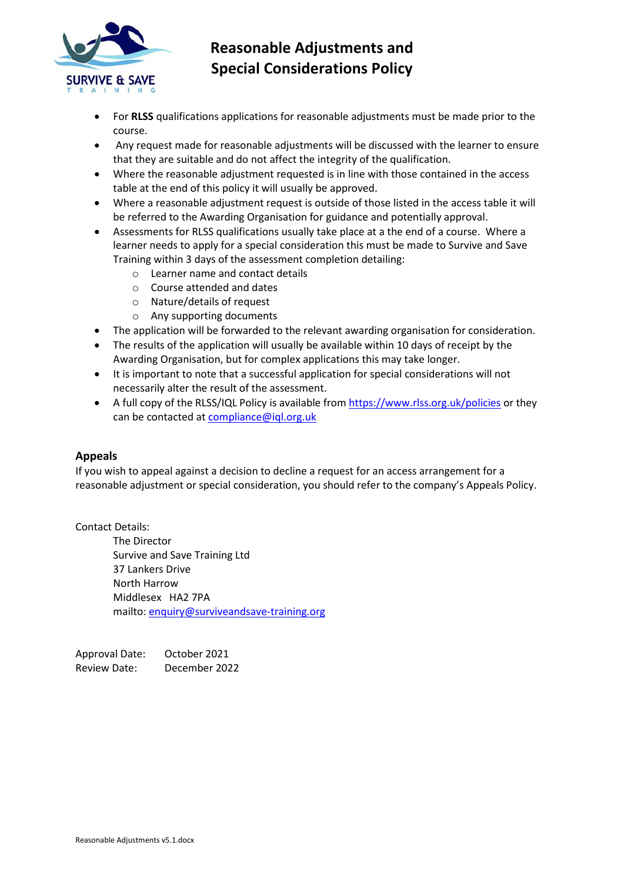- For **RLSS** qualifications applications for reasonable adjustments must be made prior to the course.
- Any request made for reasonable adjustments will be discussed with the learner to ensure that they are suitable and do not affect the integrity of the qualification.
- Where the reasonable adjustment requested is in line with those contained in the access table at the end of this policy it will usually be approved.
- Where a reasonable adjustment request is outside of those listed in the access table it will be referred to the Awarding Organisation for guidance and potentially approval.
- Assessments for RLSS qualifications usually take place at a the end of a course. Where a learner needs to apply for a special consideration this must be made to Survive and Save Training within 3 days of the assessment completion detailing:
  - Learner name and contact details
  - Course attended and dates
  - Nature/details of request
  - Any supporting documents
- The application will be forwarded to the relevant awarding organisation for consideration.
- The results of the application will usually be available within 10 days of receipt by the Awarding Organisation, but for complex applications this may take longer.
- It is important to note that a successful application for special considerations will not necessarily alter the result of the assessment.
- A full copy of the RLSS/IQL Policy is available from https://www.rlss.org.uk/policies or they can be contacted at compliance@iql.org.uk

## Appeals

If you wish to appeal against a decision to decline a request for an access arrangement for a reasonable adjustment or special consideration, you should refer to the company's Appeals Policy.

Contact Details:

The Director
Survive and Save Training Ltd
37 Lankers Drive
North Harrow
Middlesex HA2 7PA
mailto: enquiry@surviveandsave-training.org

Approval Date: October 2021
Review Date: December 2022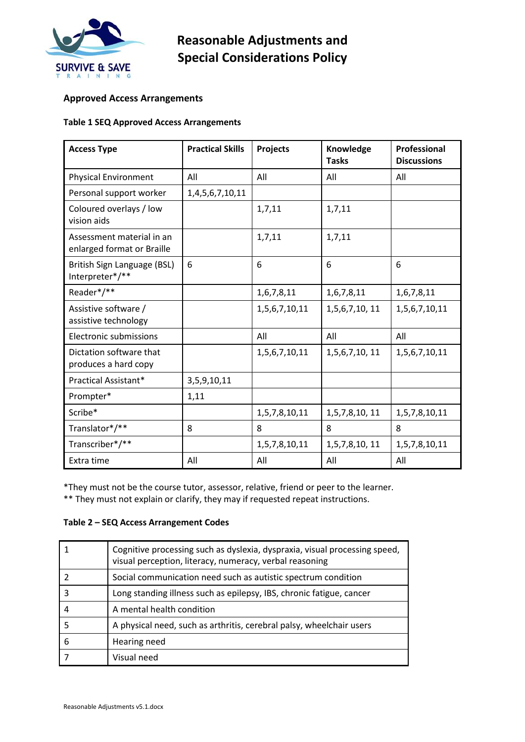# Reasonable Adjustments and Special Considerations Policy

## Approved Access Arrangements

**Table 1 SEQ Approved Access Arrangements**

| Access Type | Practical Skills | Projects | Knowledge Tasks | Professional Discussions |
|---|---|---|---|---|
| Physical Environment | All | All | All | All |
| Personal support worker | 1,4,5,6,7,10,11 | | | |
| Coloured overlays / low vision aids | | 1,7,11 | 1,7,11 | |
| Assessment material in an enlarged format or Braille | | 1,7,11 | 1,7,11 | |
| British Sign Language (BSL) Interpreter*/** | 6 | 6 | 6 | 6 |
| Reader*/** | | 1,6,7,8,11 | 1,6,7,8,11 | 1,6,7,8,11 |
| Assistive software / assistive technology | | 1,5,6,7,10,11 | 1,5,6,7,10, 11 | 1,5,6,7,10,11 |
| Electronic submissions | | All | All | All |
| Dictation software that produces a hard copy | | 1,5,6,7,10,11 | 1,5,6,7,10, 11 | 1,5,6,7,10,11 |
| Practical Assistant* | 3,5,9,10,11 | | | |
| Prompter* | 1,11 | | | |
| Scribe* | | 1,5,7,8,10,11 | 1,5,7,8,10, 11 | 1,5,7,8,10,11 |
| Translator*/** | 8 | 8 | 8 | 8 |
| Transcriber*/** | | 1,5,7,8,10,11 | 1,5,7,8,10, 11 | 1,5,7,8,10,11 |
| Extra time | All | All | All | All |

*They must not be the course tutor, assessor, relative, friend or peer to the learner.
** They must not explain or clarify, they may if requested repeat instructions.

**Table 2 – SEQ Access Arrangement Codes**

| Code | Description |
|---|---|
| 1 | Cognitive processing such as dyslexia, dyspraxia, visual processing speed, visual perception, literacy, numeracy, verbal reasoning |
| 2 | Social communication need such as autistic spectrum condition |
| 3 | Long standing illness such as epilepsy, IBS, chronic fatigue, cancer |
| 4 | A mental health condition |
| 5 | A physical need, such as arthritis, cerebral palsy, wheelchair users |
| 6 | Hearing need |
| 7 | Visual need |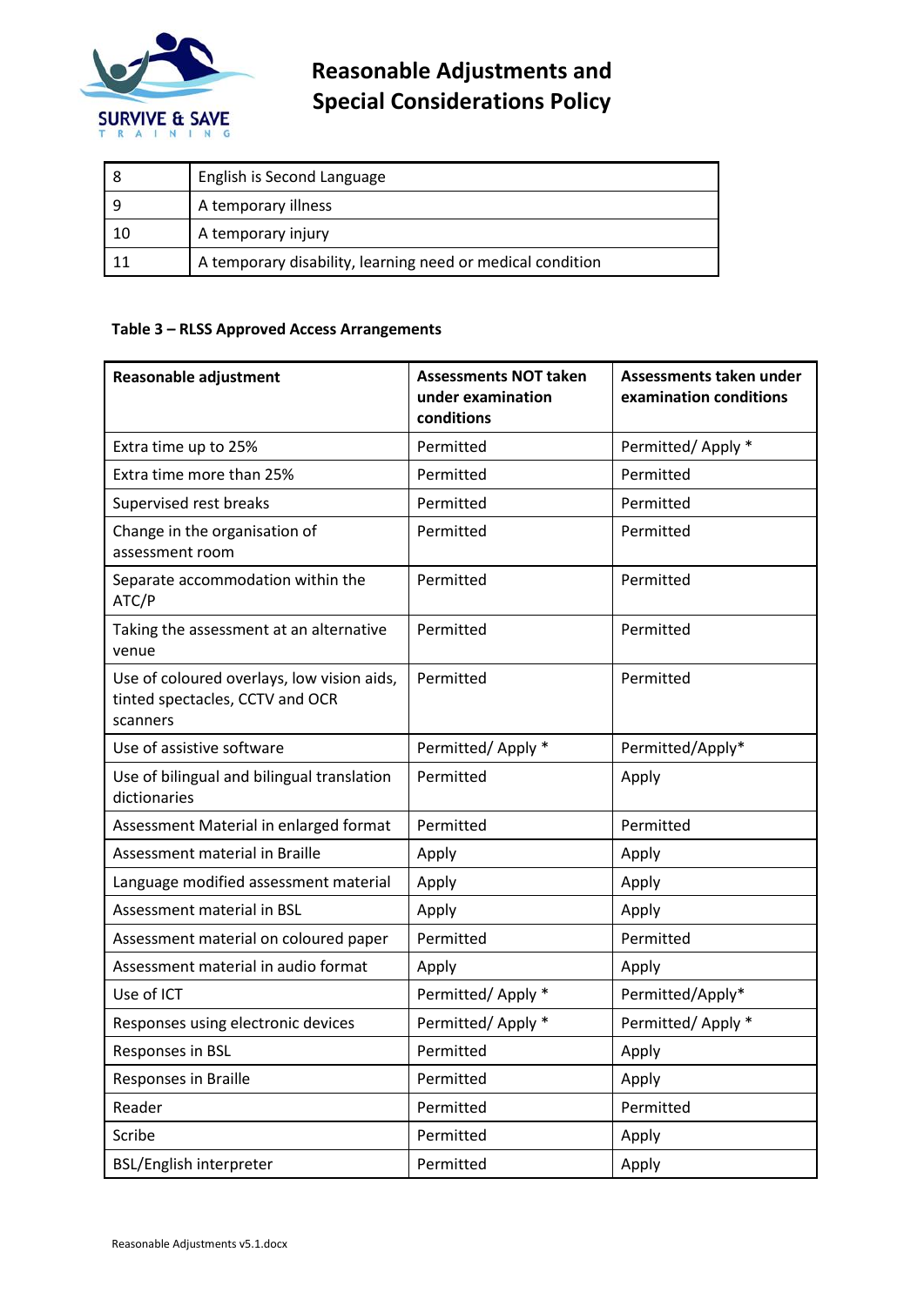| 8 | English is Second Language |
|---|---|
| 9 | A temporary illness |
| 10 | A temporary injury |
| 11 | A temporary disability, learning need or medical condition |

**Table 3 – RLSS Approved Access Arrangements**

| Reasonable adjustment | Assessments NOT taken under examination conditions | Assessments taken under examination conditions |
|---|---|---|
| Extra time up to 25% | Permitted | Permitted/ Apply * |
| Extra time more than 25% | Permitted | Permitted |
| Supervised rest breaks | Permitted | Permitted |
| Change in the organisation of assessment room | Permitted | Permitted |
| Separate accommodation within the ATC/P | Permitted | Permitted |
| Taking the assessment at an alternative venue | Permitted | Permitted |
| Use of coloured overlays, low vision aids, tinted spectacles, CCTV and OCR scanners | Permitted | Permitted |
| Use of assistive software | Permitted/ Apply * | Permitted/Apply* |
| Use of bilingual and bilingual translation dictionaries | Permitted | Apply |
| Assessment Material in enlarged format | Permitted | Permitted |
| Assessment material in Braille | Apply | Apply |
| Language modified assessment material | Apply | Apply |
| Assessment material in BSL | Apply | Apply |
| Assessment material on coloured paper | Permitted | Permitted |
| Assessment material in audio format | Apply | Apply |
| Use of ICT | Permitted/ Apply * | Permitted/Apply* |
| Responses using electronic devices | Permitted/ Apply * | Permitted/ Apply * |
| Responses in BSL | Permitted | Apply |
| Responses in Braille | Permitted | Apply |
| Reader | Permitted | Permitted |
| Scribe | Permitted | Apply |
| BSL/English interpreter | Permitted | Apply |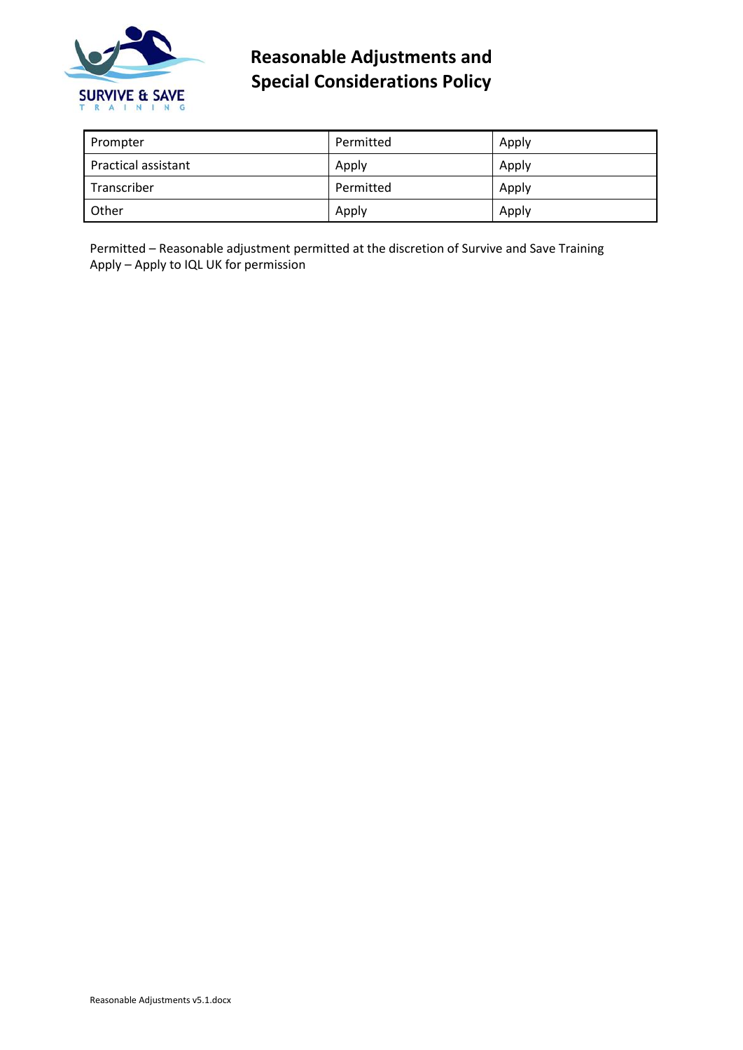| | | |
|---|---|---|
| Prompter | Permitted | Apply |
| Practical assistant | Apply | Apply |
| Transcriber | Permitted | Apply |
| Other | Apply | Apply |

Permitted – Reasonable adjustment permitted at the discretion of Survive and Save Training
Apply – Apply to IQL UK for permission